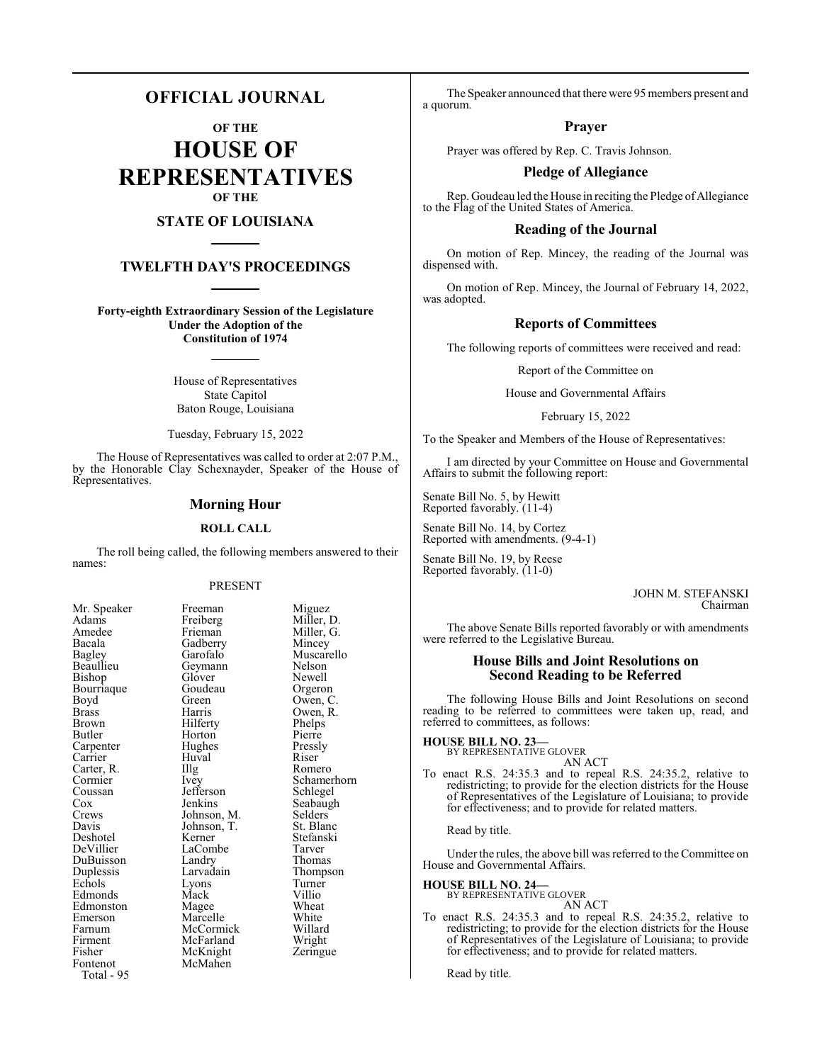# OFFICIAL JOURNAL

## OF THE

# HOUSE OF REPRESENTATIVES

## OF THE

## STATE OF LOUISIANA

## TWELFTH DAY'S PROCEEDINGS

**Forty-eighth Extraordinary Session of the Legislature Under the Adoption of the Constitution of 1974**

House of Representatives
State Capitol
Baton Rouge, Louisiana

Tuesday, February 15, 2022

The House of Representatives was called to order at 2:07 P.M., by the Honorable Clay Schexnayder, Speaker of the House of Representatives.

### Morning Hour

**ROLL CALL**

The roll being called, the following members answered to their names:

PRESENT

| | | |
|---|---|---|
| Mr. Speaker | Freeman | Miguez |
| Adams | Freiberg | Miller, D. |
| Amedee | Frieman | Miller, G. |
| Bacala | Gadberry | Mincey |
| Bagley | Garofalo | Muscarello |
| Beaullieu | Geymann | Nelson |
| Bishop | Glover | Newell |
| Bourriaque | Goudeau | Orgeron |
| Boyd | Green | Owen, C. |
| Brass | Harris | Owen, R. |
| Brown | Hilferty | Phelps |
| Butler | Horton | Pierre |
| Carpenter | Hughes | Pressly |
| Carrier | Huval | Riser |
| Carter, R. | Illg | Romero |
| Cormier | Ivey | Schamerhorn |
| Coussan | Jefferson | Schlegel |
| Cox | Jenkins | Seabaugh |
| Crews | Johnson, M. | Selders |
| Davis | Johnson, T. | St. Blanc |
| Deshotel | Kerner | Stefanski |
| DeVillier | LaCombe | Tarver |
| DuBuisson | Landry | Thomas |
| Duplessis | Larvadain | Thompson |
| Echols | Lyons | Turner |
| Edmonds | Mack | Villio |
| Edmonston | Magee | Wheat |
| Emerson | Marcelle | White |
| Farnum | McCormick | Willard |
| Firment | McFarland | Wright |
| Fisher | McKnight | Zeringue |
| Fontenot | McMahen | |

Total - 95

The Speaker announced that there were 95 members present and a quorum.

### Prayer

Prayer was offered by Rep. C. Travis Johnson.

### Pledge of Allegiance

Rep. Goudeau led the House in reciting the Pledge of Allegiance to the Flag of the United States of America.

### Reading of the Journal

On motion of Rep. Mincey, the reading of the Journal was dispensed with.

On motion of Rep. Mincey, the Journal of February 14, 2022, was adopted.

### Reports of Committees

The following reports of committees were received and read:

Report of the Committee on

House and Governmental Affairs

February 15, 2022

To the Speaker and Members of the House of Representatives:

I am directed by your Committee on House and Governmental Affairs to submit the following report:

Senate Bill No. 5, by Hewitt
Reported favorably. (11-4)

Senate Bill No. 14, by Cortez
Reported with amendments. (9-4-1)

Senate Bill No. 19, by Reese
Reported favorably. (11-0)

JOHN M. STEFANSKI
Chairman

The above Senate Bills reported favorably or with amendments were referred to the Legislative Bureau.

### House Bills and Joint Resolutions on Second Reading to be Referred

The following House Bills and Joint Resolutions on second reading to be referred to committees were taken up, read, and referred to committees, as follows:

**HOUSE BILL NO. 23—**
BY REPRESENTATIVE GLOVER
AN ACT
To enact R.S. 24:35.3 and to repeal R.S. 24:35.2, relative to redistricting; to provide for the election districts for the House of Representatives of the Legislature of Louisiana; to provide for effectiveness; and to provide for related matters.

Read by title.

Under the rules, the above bill was referred to the Committee on House and Governmental Affairs.

**HOUSE BILL NO. 24—**
BY REPRESENTATIVE GLOVER
AN ACT
To enact R.S. 24:35.3 and to repeal R.S. 24:35.2, relative to redistricting; to provide for the election districts for the House of Representatives of the Legislature of Louisiana; to provide for effectiveness; and to provide for related matters.

Read by title.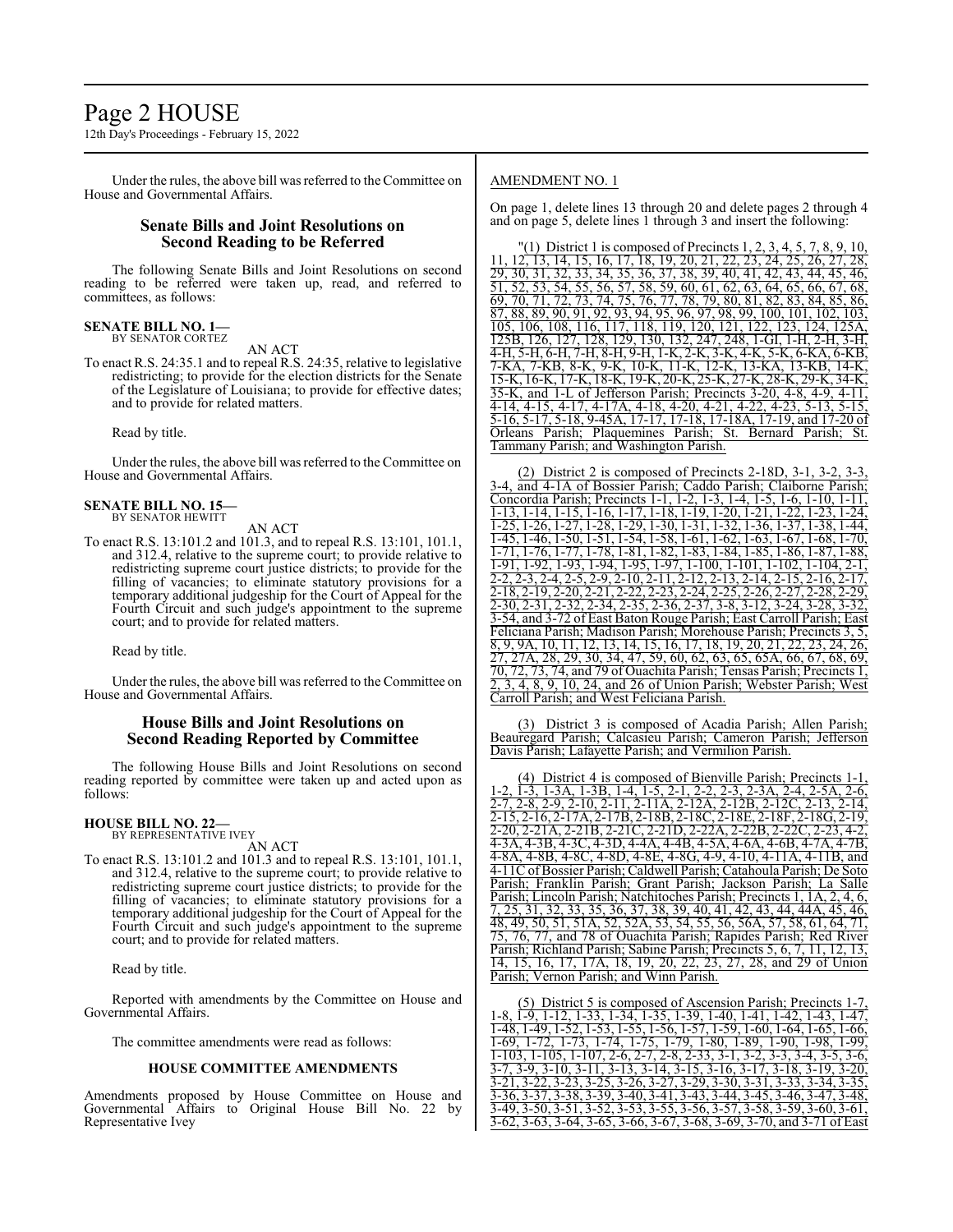Under the rules, the above bill was referred to the Committee on House and Governmental Affairs.

## Senate Bills and Joint Resolutions on Second Reading to be Referred

The following Senate Bills and Joint Resolutions on second reading to be referred were taken up, read, and referred to committees, as follows:

**SENATE BILL NO. 1—**
BY SENATOR CORTEZ

AN ACT

To enact R.S. 24:35.1 and to repeal R.S. 24:35, relative to legislative redistricting; to provide for the election districts for the Senate of the Legislature of Louisiana; to provide for effective dates; and to provide for related matters.

Read by title.

Under the rules, the above bill was referred to the Committee on House and Governmental Affairs.

**SENATE BILL NO. 15—**
BY SENATOR HEWITT

AN ACT

To enact R.S. 13:101.2 and 101.3, and to repeal R.S. 13:101, 101.1, and 312.4, relative to the supreme court; to provide relative to redistricting supreme court justice districts; to provide for the filling of vacancies; to eliminate statutory provisions for a temporary additional judgeship for the Court of Appeal for the Fourth Circuit and such judge's appointment to the supreme court; and to provide for related matters.

Read by title.

Under the rules, the above bill was referred to the Committee on House and Governmental Affairs.

## House Bills and Joint Resolutions on Second Reading Reported by Committee

The following House Bills and Joint Resolutions on second reading reported by committee were taken up and acted upon as follows:

**HOUSE BILL NO. 22—**
BY REPRESENTATIVE IVEY

AN ACT

To enact R.S. 13:101.2 and 101.3 and to repeal R.S. 13:101, 101.1, and 312.4, relative to the supreme court; to provide relative to redistricting supreme court justice districts; to provide for the filling of vacancies; to eliminate statutory provisions for a temporary additional judgeship for the Court of Appeal for the Fourth Circuit and such judge's appointment to the supreme court; and to provide for related matters.

Read by title.

Reported with amendments by the Committee on House and Governmental Affairs.

The committee amendments were read as follows:

### HOUSE COMMITTEE AMENDMENTS

Amendments proposed by House Committee on House and Governmental Affairs to Original House Bill No. 22 by Representative Ivey

AMENDMENT NO. 1

On page 1, delete lines 13 through 20 and delete pages 2 through 4 and on page 5, delete lines 1 through 3 and insert the following:

"(1) District 1 is composed of Precincts 1, 2, 3, 4, 5, 7, 8, 9, 10, 11, 12, 13, 14, 15, 16, 17, 18, 19, 20, 21, 22, 23, 24, 25, 26, 27, 28, 29, 30, 31, 32, 33, 34, 35, 36, 37, 38, 39, 40, 41, 42, 43, 44, 45, 46, 51, 52, 53, 54, 55, 56, 57, 58, 59, 60, 61, 62, 63, 64, 65, 66, 67, 68, 69, 70, 71, 72, 73, 74, 75, 76, 77, 78, 79, 80, 81, 82, 83, 84, 85, 86, 87, 88, 89, 90, 91, 92, 93, 94, 95, 96, 97, 98, 99, 100, 101, 102, 103, 105, 106, 108, 116, 117, 118, 119, 120, 121, 122, 123, 124, 125A, 125B, 126, 127, 128, 129, 130, 132, 247, 248, 1-GI, 1-H, 2-H, 3-H, 4-H, 5-H, 6-H, 7-H, 8-H, 9-H, 1-K, 2-K, 3-K, 4-K, 5-K, 6-KA, 6-KB, 7-KA, 7-KB, 8-K, 9-K, 10-K, 11-K, 12-K, 13-KA, 13-KB, 14-K, 15-K, 16-K, 17-K, 18-K, 19-K, 20-K, 25-K, 27-K, 28-K, 29-K, 34-K, 35-K, and 1-L of Jefferson Parish; Precincts 3-20, 4-8, 4-9, 4-11, 4-14, 4-15, 4-17, 4-17A, 4-18, 4-20, 4-21, 4-22, 4-23, 5-13, 5-15, 5-16, 5-17, 5-18, 9-45A, 17-17, 17-18, 17-18A, 17-19, and 17-20 of Orleans Parish; Plaquemines Parish; St. Bernard Parish; St. Tammany Parish; and Washington Parish.

(2) District 2 is composed of Precincts 2-18D, 3-1, 3-2, 3-3, 3-4, and 4-1A of Bossier Parish; Caddo Parish; Claiborne Parish; Concordia Parish; Precincts 1-1, 1-2, 1-3, 1-4, 1-5, 1-6, 1-10, 1-11, 1-13, 1-14, 1-15, 1-16, 1-17, 1-18, 1-19, 1-20, 1-21, 1-22, 1-23, 1-24, 1-25, 1-26, 1-27, 1-28, 1-29, 1-30, 1-31, 1-32, 1-36, 1-37, 1-38, 1-44, 1-45, 1-46, 1-50, 1-51, 1-54, 1-58, 1-61, 1-62, 1-63, 1-67, 1-68, 1-70, 1-71, 1-76, 1-77, 1-78, 1-81, 1-82, 1-83, 1-84, 1-85, 1-86, 1-87, 1-88, 1-91, 1-92, 1-93, 1-94, 1-95, 1-97, 1-100, 1-101, 1-102, 1-104, 2-1, 2-2, 2-3, 2-4, 2-5, 2-9, 2-10, 2-11, 2-12, 2-13, 2-14, 2-15, 2-16, 2-17, 2-18, 2-19, 2-20, 2-21, 2-22, 2-23, 2-24, 2-25, 2-26, 2-27, 2-28, 2-29, 2-30, 2-31, 2-32, 2-34, 2-35, 2-36, 2-37, 3-8, 3-12, 3-24, 3-28, 3-32, 3-54, and 3-72 of East Baton Rouge Parish; East Carroll Parish; East Feliciana Parish; Madison Parish; Morehouse Parish; Precincts 3, 5, 8, 9, 9A, 10, 11, 12, 13, 14, 15, 16, 17, 18, 19, 20, 21, 22, 23, 24, 26, 27, 27A, 28, 29, 30, 34, 47, 59, 60, 62, 63, 65, 65A, 66, 67, 68, 69, 70, 72, 73, 74, and 79 of Ouachita Parish; Tensas Parish; Precincts 1, 2, 3, 4, 8, 9, 10, 24, and 26 of Union Parish; Webster Parish; West Carroll Parish; and West Feliciana Parish.

(3) District 3 is composed of Acadia Parish; Allen Parish; Beauregard Parish; Calcasieu Parish; Cameron Parish; Jefferson Davis Parish; Lafayette Parish; and Vermilion Parish.

(4) District 4 is composed of Bienville Parish; Precincts 1-1, 1-2, 1-3, 1-3A, 1-3B, 1-4, 1-5, 2-1, 2-2, 2-3, 2-3A, 2-4, 2-5A, 2-6, 2-7, 2-8, 2-9, 2-10, 2-11, 2-11A, 2-12A, 2-12B, 2-12C, 2-13, 2-14, 2-15, 2-16, 2-17A, 2-17B, 2-18B, 2-18C, 2-18E, 2-18F, 2-18G, 2-19, 2-20, 2-21A, 2-21B, 2-21C, 2-21D, 2-22A, 2-22B, 2-22C, 2-23, 4-2, 4-3A, 4-3B, 4-3C, 4-3D, 4-4A, 4-4B, 4-5A, 4-6A, 4-6B, 4-7A, 4-7B, 4-8A, 4-8B, 4-8C, 4-8D, 4-8E, 4-8G, 4-9, 4-10, 4-11A, 4-11B, and 4-11C of Bossier Parish; Caldwell Parish; Catahoula Parish; De Soto Parish; Franklin Parish; Grant Parish; Jackson Parish; La Salle Parish; Lincoln Parish; Natchitoches Parish; Precincts 1, 1A, 2, 4, 6, 7, 25, 31, 32, 33, 35, 36, 37, 38, 39, 40, 41, 42, 43, 44, 44A, 45, 46, 48, 49, 50, 51, 51A, 52, 52A, 53, 54, 55, 56, 56A, 57, 58, 61, 64, 71, 75, 76, 77, and 78 of Ouachita Parish; Rapides Parish; Red River Parish; Richland Parish; Sabine Parish; Precincts 5, 6, 7, 11, 12, 13, 14, 15, 16, 17, 17A, 18, 19, 20, 22, 23, 27, 28, and 29 of Union Parish; Vernon Parish; and Winn Parish.

(5) District 5 is composed of Ascension Parish; Precincts 1-7, 1-8, 1-9, 1-12, 1-33, 1-34, 1-35, 1-39, 1-40, 1-41, 1-42, 1-43, 1-47, 1-48, 1-49, 1-52, 1-53, 1-55, 1-56, 1-57, 1-59, 1-60, 1-64, 1-65, 1-66, 1-69, 1-72, 1-73, 1-74, 1-75, 1-79, 1-80, 1-89, 1-90, 1-98, 1-99, 1-103, 1-105, 1-107, 2-6, 2-7, 2-8, 2-33, 3-1, 3-2, 3-3, 3-4, 3-5, 3-6, 3-7, 3-9, 3-10, 3-11, 3-13, 3-14, 3-15, 3-16, 3-17, 3-18, 3-19, 3-20, 3-21, 3-22, 3-23, 3-25, 3-26, 3-27, 3-29, 3-30, 3-31, 3-33, 3-34, 3-35, 3-36, 3-37, 3-38, 3-39, 3-40, 3-41, 3-43, 3-44, 3-45, 3-46, 3-47, 3-48, 3-49, 3-50, 3-51, 3-52, 3-53, 3-55, 3-56, 3-57, 3-58, 3-59, 3-60, 3-61, 3-62, 3-63, 3-64, 3-65, 3-66, 3-67, 3-68, 3-69, 3-70, and 3-71 of East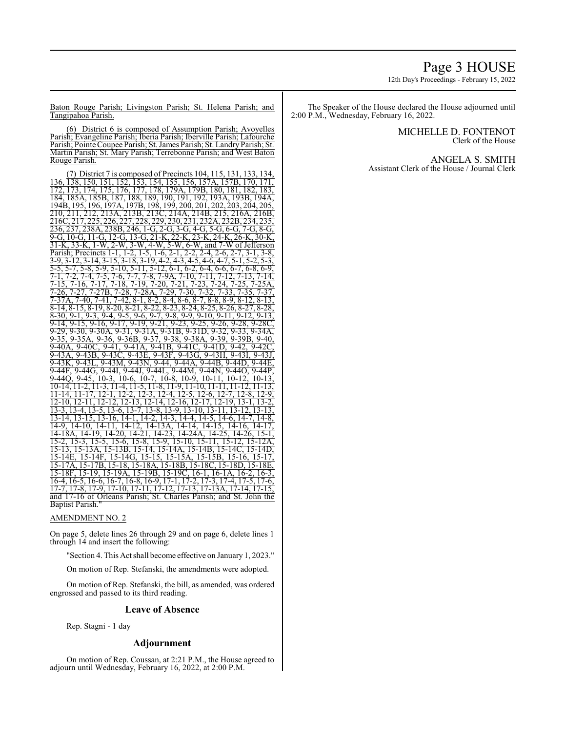Baton Rouge Parish; Livingston Parish; St. Helena Parish; and Tangipahoa Parish.

(6) District 6 is composed of Assumption Parish; Avoyelles Parish; Evangeline Parish; Iberia Parish; Iberville Parish; Lafourche Parish; Pointe Coupee Parish; St. James Parish; St. Landry Parish; St. Martin Parish; St. Mary Parish; Terrebonne Parish; and West Baton Rouge Parish.

(7) District 7 is composed of Precincts 104, 115, 131, 133, 134, 136, 138, 150, 151, 152, 153, 154, 155, 156, 157A, 157B, 170, 171, 172, 173, 174, 175, 176, 177, 178, 179A, 179B, 180, 181, 182, 183, 184, 185A, 185B, 187, 188, 189, 190, 191, 192, 193A, 193B, 194A, 194B, 195, 196, 197A, 197B, 198, 199, 200, 201, 202, 203, 204, 205, 210, 211, 212, 213A, 213B, 213C, 214A, 214B, 215, 216A, 216B, 216C, 217, 225, 226, 227, 228, 229, 230, 231, 232A, 232B, 234, 235, 236, 237, 238A, 238B, 246, 1-G, 2-G, 3-G, 4-G, 5-G, 6-G, 7-G, 8-G, 9-G, 10-G, 11-G, 12-G, 13-G, 21-K, 22-K, 23-K, 24-K, 26-K, 30-K, 31-K, 33-K, 1-W, 2-W, 3-W, 4-W, 5-W, 6-W, and 7-W of Jefferson Parish; Precincts 1-1, 1-2, 1-5, 1-6, 2-1, 2-2, 2-4, 2-6, 2-7, 3-1, 3-8, 3-9, 3-12, 3-14, 3-15, 3-18, 3-19, 4-2, 4-3, 4-5, 4-6, 4-7, 5-1, 5-2, 5-3, 5-5, 5-7, 5-8, 5-9, 5-10, 5-11, 5-12, 6-1, 6-2, 6-4, 6-6, 6-7, 6-8, 6-9, 7-1, 7-2, 7-4, 7-5, 7-6, 7-7, 7-8, 7-9A, 7-10, 7-11, 7-12, 7-13, 7-14, 7-15, 7-16, 7-17, 7-18, 7-19, 7-20, 7-21, 7-23, 7-24, 7-25, 7-25A, 7-26, 7-27, 7-27B, 7-28, 7-28A, 7-29, 7-30, 7-32, 7-33, 7-35, 7-37, 7-37A, 7-40, 7-41, 7-42, 8-1, 8-2, 8-4, 8-6, 8-7, 8-8, 8-9, 8-12, 8-13, 8-14, 8-15, 8-19, 8-20, 8-21, 8-22, 8-23, 8-24, 8-25, 8-26, 8-27, 8-28, 8-30, 9-1, 9-3, 9-4, 9-5, 9-6, 9-7, 9-8, 9-9, 9-10, 9-11, 9-12, 9-13, 9-14, 9-15, 9-16, 9-17, 9-19, 9-21, 9-23, 9-25, 9-26, 9-28, 9-28C, 9-29, 9-30, 9-30A, 9-31, 9-31A, 9-31B, 9-31D, 9-32, 9-33, 9-34A, 9-35, 9-35A, 9-36, 9-36B, 9-37, 9-38, 9-38A, 9-39, 9-39B, 9-40, 9-40A, 9-40C, 9-41, 9-41A, 9-41B, 9-41C, 9-41D, 9-42, 9-42C, 9-43A, 9-43B, 9-43C, 9-43E, 9-43F, 9-43G, 9-43H, 9-43I, 9-43J, 9-43K, 9-43L, 9-43M, 9-43N, 9-44, 9-44A, 9-44B, 9-44D, 9-44E, 9-44F, 9-44G, 9-44I, 9-44J, 9-44L, 9-44M, 9-44N, 9-44O, 9-44P, 9-44Q, 9-45, 10-3, 10-6, 10-7, 10-8, 10-9, 10-11, 10-12, 10-13, 10-14, 11-2, 11-3, 11-4, 11-5, 11-8, 11-9, 11-10, 11-11, 11-12, 11-13, 11-14, 11-17, 12-1, 12-2, 12-3, 12-4, 12-5, 12-6, 12-7, 12-8, 12-9, 12-10, 12-11, 12-12, 12-13, 12-14, 12-16, 12-17, 12-19, 13-1, 13-2, 13-3, 13-4, 13-5, 13-6, 13-7, 13-8, 13-9, 13-10, 13-11, 13-12, 13-13, 13-14, 13-15, 13-16, 14-1, 14-2, 14-3, 14-4, 14-5, 14-6, 14-7, 14-8, 14-9, 14-10, 14-11, 14-12, 14-13A, 14-14, 14-15, 14-16, 14-17, 14-18A, 14-19, 14-20, 14-21, 14-23, 14-24A, 14-25, 14-26, 15-1, 15-2, 15-3, 15-5, 15-6, 15-8, 15-9, 15-10, 15-11, 15-12, 15-12A, 15-13, 15-13A, 15-13B, 15-14, 15-14A, 15-14B, 15-14C, 15-14D, 15-14E, 15-14F, 15-14G, 15-15, 15-15A, 15-15B, 15-16, 15-17, 15-17A, 15-17B, 15-18, 15-18A, 15-18B, 15-18C, 15-18D, 15-18E, 15-18F, 15-19, 15-19A, 15-19B, 15-19C, 16-1, 16-1A, 16-2, 16-3, 16-4, 16-5, 16-6, 16-7, 16-8, 16-9, 17-1, 17-2, 17-3, 17-4, 17-5, 17-6, 17-7, 17-8, 17-9, 17-10, 17-11, 17-12, 17-13, 17-13A, 17-14, 17-15, and 17-16 of Orleans Parish; St. Charles Parish; and St. John the Baptist Parish."

AMENDMENT NO. 2

On page 5, delete lines 26 through 29 and on page 6, delete lines 1 through 14 and insert the following:

"Section 4. This Act shall become effective on January 1, 2023."

On motion of Rep. Stefanski, the amendments were adopted.

On motion of Rep. Stefanski, the bill, as amended, was ordered engrossed and passed to its third reading.

## Leave of Absence

Rep. Stagni - 1 day

## Adjournment

On motion of Rep. Coussan, at 2:21 P.M., the House agreed to adjourn until Wednesday, February 16, 2022, at 2:00 P.M.

The Speaker of the House declared the House adjourned until 2:00 P.M., Wednesday, February 16, 2022.

MICHELLE D. FONTENOT
Clerk of the House

ANGELA S. SMITH
Assistant Clerk of the House / Journal Clerk